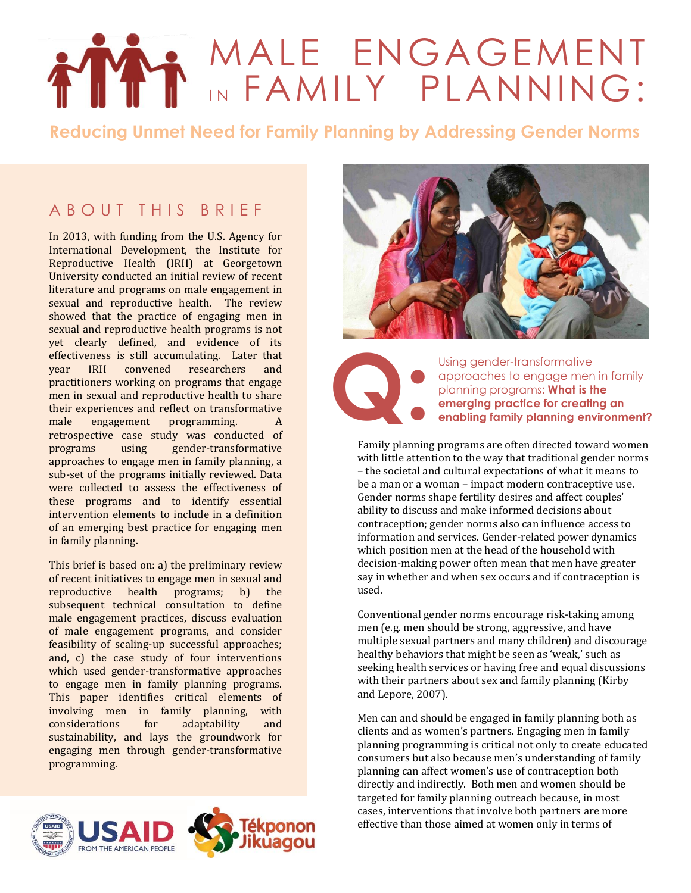# MALE ENGAGEMENT IN FAMILY PLANNING:

## Reducing Unmet Need for Family Planning by Addressing Gender Norms

## ABOUT THIS BRIEF

In 2013, with funding from the U.S. Agency for International Development, the Institute for Reproductive Health (IRH) at Georgetown University conducted an initial review of recent literature and programs on male engagement in sexual and reproductive health. The review showed that the practice of engaging men in sexual and reproductive health programs is not yet clearly defined, and evidence of its effectiveness is still accumulating. Later that year IRH convened researchers and practitioners working on programs that engage men in sexual and reproductive health to share their experiences and reflect on transformative male engagement programming. A retrospective case study was conducted of programs using gender-transformative approaches to engage men in family planning, a sub-set of the programs initially reviewed. Data were collected to assess the effectiveness of these programs and to identify essential intervention elements to include in a definition of an emerging best practice for engaging men in family planning.

This brief is based on: a) the preliminary review of recent initiatives to engage men in sexual and reproductive health programs; b) the subsequent technical consultation to define male engagement practices, discuss evaluation of male engagement programs, and consider feasibility of scaling-up successful approaches; and, c) the case study of four interventions which used gender-transformative approaches to engage men in family planning programs. This paper identifies critical elements of involving men in family planning, with considerations for adaptability and sustainability, and lays the groundwork for engaging men through gender-transformative programming.

USAID FROM THE AMERICAN PEOPLE

Tékponon Jikuagou

**Q:** Using gender-transformative approaches to engage men in family planning programs: **What is the emerging practice for creating an enabling family planning environment?**

Family planning programs are often directed toward women with little attention to the way that traditional gender norms – the societal and cultural expectations of what it means to be a man or a woman – impact modern contraceptive use. Gender norms shape fertility desires and affect couples' ability to discuss and make informed decisions about contraception; gender norms also can influence access to information and services. Gender-related power dynamics which position men at the head of the household with decision-making power often mean that men have greater say in whether and when sex occurs and if contraception is used.

Conventional gender norms encourage risk-taking among men (e.g. men should be strong, aggressive, and have multiple sexual partners and many children) and discourage healthy behaviors that might be seen as 'weak,' such as seeking health services or having free and equal discussions with their partners about sex and family planning (Kirby and Lepore, 2007).

Men can and should be engaged in family planning both as clients and as women's partners. Engaging men in family planning programming is critical not only to create educated consumers but also because men's understanding of family planning can affect women's use of contraception both directly and indirectly. Both men and women should be targeted for family planning outreach because, in most cases, interventions that involve both partners are more effective than those aimed at women only in terms of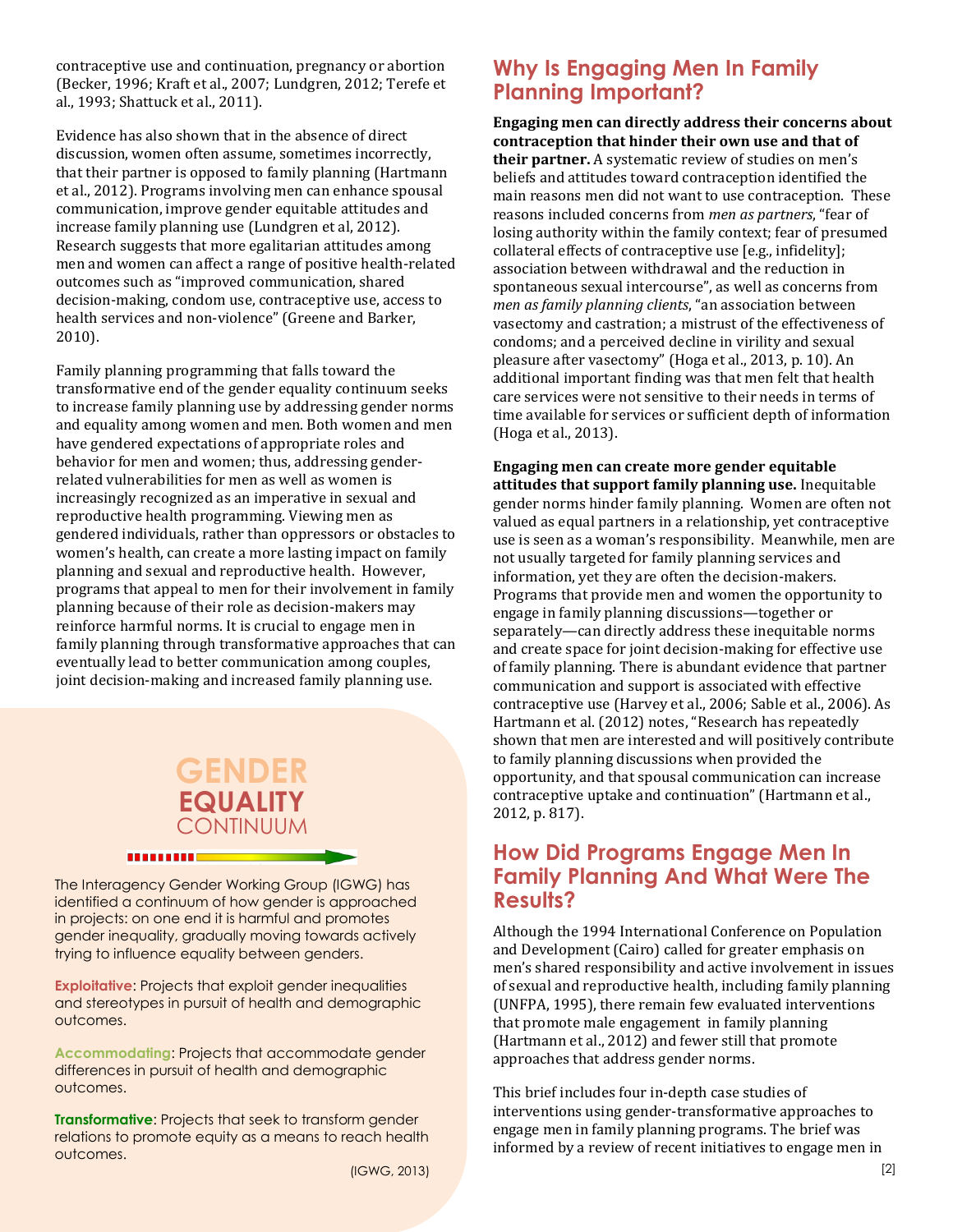contraceptive use and continuation, pregnancy or abortion (Becker, 1996; Kraft et al., 2007; Lundgren, 2012; Terefe et al., 1993; Shattuck et al., 2011).

Evidence has also shown that in the absence of direct discussion, women often assume, sometimes incorrectly, that their partner is opposed to family planning (Hartmann et al., 2012). Programs involving men can enhance spousal communication, improve gender equitable attitudes and increase family planning use (Lundgren et al, 2012). Research suggests that more egalitarian attitudes among men and women can affect a range of positive health-related outcomes such as "improved communication, shared decision-making, condom use, contraceptive use, access to health services and non-violence" (Greene and Barker, 2010).

Family planning programming that falls toward the transformative end of the gender equality continuum seeks to increase family planning use by addressing gender norms and equality among women and men. Both women and men have gendered expectations of appropriate roles and behavior for men and women; thus, addressing gender-related vulnerabilities for men as well as women is increasingly recognized as an imperative in sexual and reproductive health programming. Viewing men as gendered individuals, rather than oppressors or obstacles to women's health, can create a more lasting impact on family planning and sexual and reproductive health. However, programs that appeal to men for their involvement in family planning because of their role as decision-makers may reinforce harmful norms. It is crucial to engage men in family planning through transformative approaches that can eventually lead to better communication among couples, joint decision-making and increased family planning use.

### GENDER EQUALITY CONTINUUM

The Interagency Gender Working Group (IGWG) has identified a continuum of how gender is approached in projects: on one end it is harmful and promotes gender inequality, gradually moving towards actively trying to influence equality between genders.

**Exploitative**: Projects that exploit gender inequalities and stereotypes in pursuit of health and demographic outcomes.

**Accommodating**: Projects that accommodate gender differences in pursuit of health and demographic outcomes.

**Transformative**: Projects that seek to transform gender relations to promote equity as a means to reach health outcomes.

(IGWG, 2013)

## Why Is Engaging Men In Family Planning Important?

**Engaging men can directly address their concerns about contraception that hinder their own use and that of their partner.** A systematic review of studies on men's beliefs and attitudes toward contraception identified the main reasons men did not want to use contraception. These reasons included concerns from *men as partners*, "fear of losing authority within the family context; fear of presumed collateral effects of contraceptive use [e.g., infidelity]; association between withdrawal and the reduction in spontaneous sexual intercourse", as well as concerns from *men as family planning clients*, "an association between vasectomy and castration; a mistrust of the effectiveness of condoms; and a perceived decline in virility and sexual pleasure after vasectomy" (Hoga et al., 2013, p. 10). An additional important finding was that men felt that health care services were not sensitive to their needs in terms of time available for services or sufficient depth of information (Hoga et al., 2013).

**Engaging men can create more gender equitable attitudes that support family planning use.** Inequitable gender norms hinder family planning. Women are often not valued as equal partners in a relationship, yet contraceptive use is seen as a woman's responsibility. Meanwhile, men are not usually targeted for family planning services and information, yet they are often the decision-makers. Programs that provide men and women the opportunity to engage in family planning discussions—together or separately—can directly address these inequitable norms and create space for joint decision-making for effective use of family planning. There is abundant evidence that partner communication and support is associated with effective contraceptive use (Harvey et al., 2006; Sable et al., 2006). As Hartmann et al. (2012) notes, "Research has repeatedly shown that men are interested and will positively contribute to family planning discussions when provided the opportunity, and that spousal communication can increase contraceptive uptake and continuation" (Hartmann et al., 2012, p. 817).

## How Did Programs Engage Men In Family Planning And What Were The Results?

Although the 1994 International Conference on Population and Development (Cairo) called for greater emphasis on men's shared responsibility and active involvement in issues of sexual and reproductive health, including family planning (UNFPA, 1995), there remain few evaluated interventions that promote male engagement in family planning (Hartmann et al., 2012) and fewer still that promote approaches that address gender norms.

This brief includes four in-depth case studies of interventions using gender-transformative approaches to engage men in family planning programs. The brief was informed by a review of recent initiatives to engage men in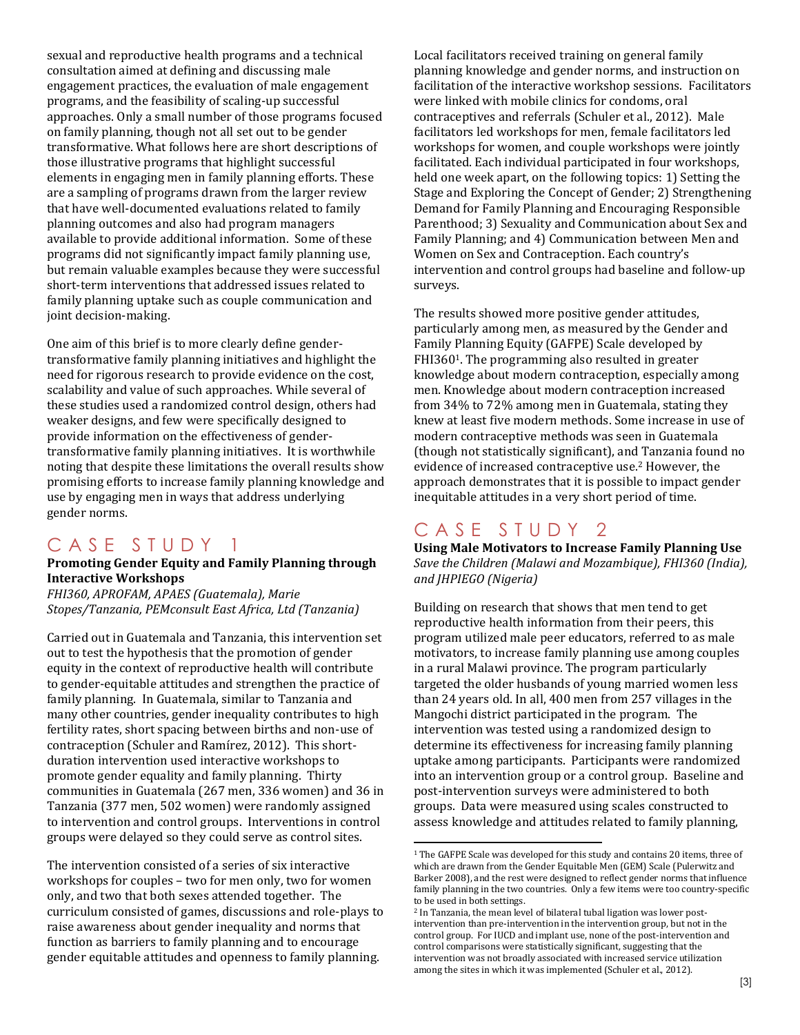sexual and reproductive health programs and a technical consultation aimed at defining and discussing male engagement practices, the evaluation of male engagement programs, and the feasibility of scaling-up successful approaches. Only a small number of those programs focused on family planning, though not all set out to be gender transformative. What follows here are short descriptions of those illustrative programs that highlight successful elements in engaging men in family planning efforts. These are a sampling of programs drawn from the larger review that have well-documented evaluations related to family planning outcomes and also had program managers available to provide additional information. Some of these programs did not significantly impact family planning use, but remain valuable examples because they were successful short-term interventions that addressed issues related to family planning uptake such as couple communication and joint decision-making.

One aim of this brief is to more clearly define gender-transformative family planning initiatives and highlight the need for rigorous research to provide evidence on the cost, scalability and value of such approaches. While several of these studies used a randomized control design, others had weaker designs, and few were specifically designed to provide information on the effectiveness of gender-transformative family planning initiatives. It is worthwhile noting that despite these limitations the overall results show promising efforts to increase family planning knowledge and use by engaging men in ways that address underlying gender norms.

## CASE STUDY 1

**Promoting Gender Equity and Family Planning through Interactive Workshops**

*FHI360, APROFAM, APAES (Guatemala), Marie Stopes/Tanzania, PEMconsult East Africa, Ltd (Tanzania)*

Carried out in Guatemala and Tanzania, this intervention set out to test the hypothesis that the promotion of gender equity in the context of reproductive health will contribute to gender-equitable attitudes and strengthen the practice of family planning. In Guatemala, similar to Tanzania and many other countries, gender inequality contributes to high fertility rates, short spacing between births and non-use of contraception (Schuler and Ramírez, 2012). This short-duration intervention used interactive workshops to promote gender equality and family planning. Thirty communities in Guatemala (267 men, 336 women) and 36 in Tanzania (377 men, 502 women) were randomly assigned to intervention and control groups. Interventions in control groups were delayed so they could serve as control sites.

The intervention consisted of a series of six interactive workshops for couples – two for men only, two for women only, and two that both sexes attended together. The curriculum consisted of games, discussions and role-plays to raise awareness about gender inequality and norms that function as barriers to family planning and to encourage gender equitable attitudes and openness to family planning.

Local facilitators received training on general family planning knowledge and gender norms, and instruction on facilitation of the interactive workshop sessions. Facilitators were linked with mobile clinics for condoms, oral contraceptives and referrals (Schuler et al., 2012). Male facilitators led workshops for men, female facilitators led workshops for women, and couple workshops were jointly facilitated. Each individual participated in four workshops, held one week apart, on the following topics: 1) Setting the Stage and Exploring the Concept of Gender; 2) Strengthening Demand for Family Planning and Encouraging Responsible Parenthood; 3) Sexuality and Communication about Sex and Family Planning; and 4) Communication between Men and Women on Sex and Contraception. Each country's intervention and control groups had baseline and follow-up surveys.

The results showed more positive gender attitudes, particularly among men, as measured by the Gender and Family Planning Equity (GAFPE) Scale developed by FHI360[1]. The programming also resulted in greater knowledge about modern contraception, especially among men. Knowledge about modern contraception increased from 34% to 72% among men in Guatemala, stating they knew at least five modern methods. Some increase in use of modern contraceptive methods was seen in Guatemala (though not statistically significant), and Tanzania found no evidence of increased contraceptive use.[2] However, the approach demonstrates that it is possible to impact gender inequitable attitudes in a very short period of time.

## CASE STUDY 2

**Using Male Motivators to Increase Family Planning Use**

*Save the Children (Malawi and Mozambique), FHI360 (India), and JHPIEGO (Nigeria)*

Building on research that shows that men tend to get reproductive health information from their peers, this program utilized male peer educators, referred to as male motivators, to increase family planning use among couples in a rural Malawi province. The program particularly targeted the older husbands of young married women less than 24 years old. In all, 400 men from 257 villages in the Mangochi district participated in the program. The intervention was tested using a randomized design to determine its effectiveness for increasing family planning uptake among participants. Participants were randomized into an intervention group or a control group. Baseline and post-intervention surveys were administered to both groups. Data were measured using scales constructed to assess knowledge and attitudes related to family planning,

---

[1] The GAFPE Scale was developed for this study and contains 20 items, three of which are drawn from the Gender Equitable Men (GEM) Scale (Pulerwitz and Barker 2008), and the rest were designed to reflect gender norms that influence family planning in the two countries. Only a few items were too country-specific to be used in both settings.

[2] In Tanzania, the mean level of bilateral tubal ligation was lower post-intervention than pre-intervention in the intervention group, but not in the control group. For IUCD and implant use, none of the post-intervention and control comparisons were statistically significant, suggesting that the intervention was not broadly associated with increased service utilization among the sites in which it was implemented (Schuler et al., 2012).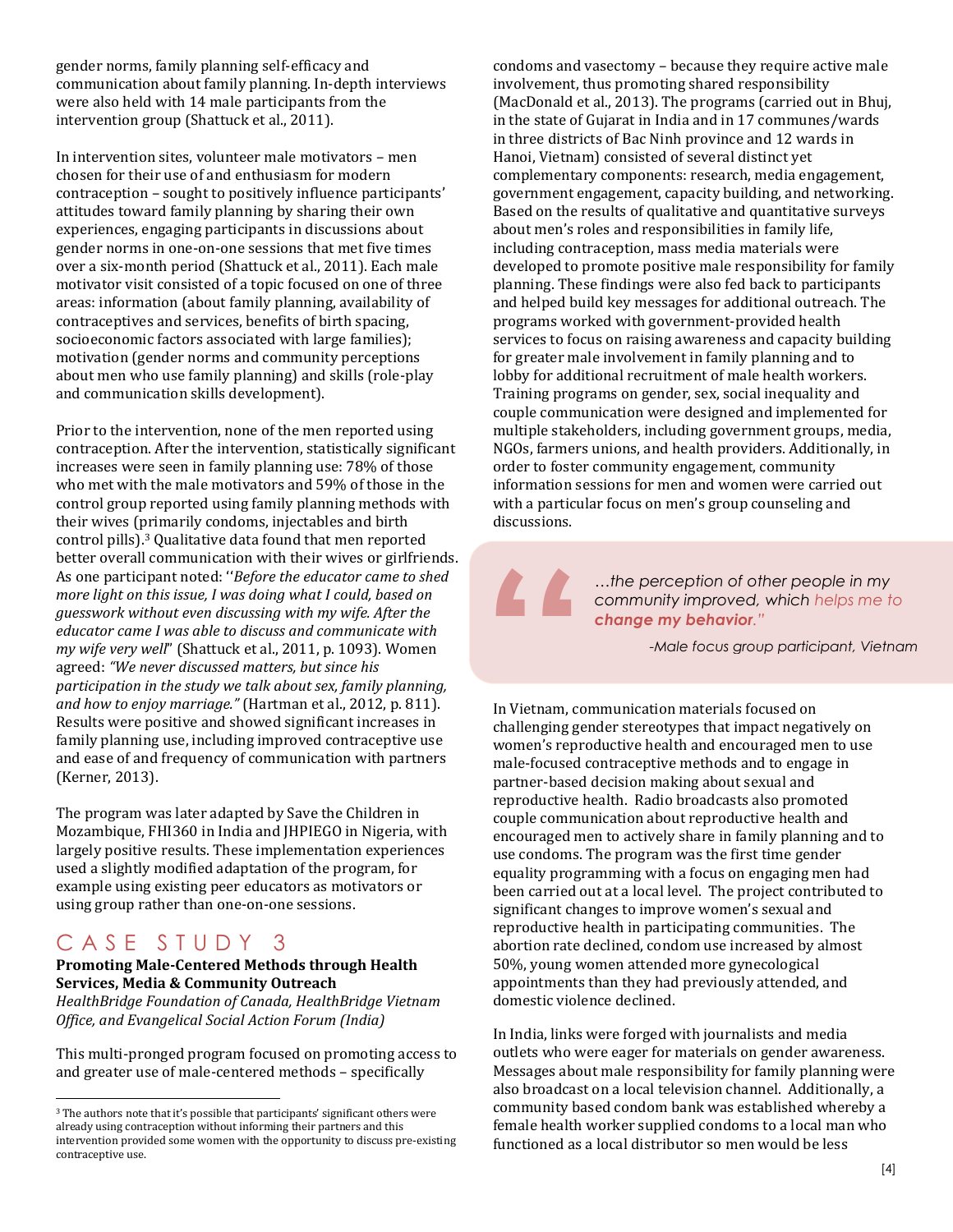gender norms, family planning self-efficacy and communication about family planning. In-depth interviews were also held with 14 male participants from the intervention group (Shattuck et al., 2011).

In intervention sites, volunteer male motivators – men chosen for their use of and enthusiasm for modern contraception – sought to positively influence participants' attitudes toward family planning by sharing their own experiences, engaging participants in discussions about gender norms in one-on-one sessions that met five times over a six-month period (Shattuck et al., 2011). Each male motivator visit consisted of a topic focused on one of three areas: information (about family planning, availability of contraceptives and services, benefits of birth spacing, socioeconomic factors associated with large families); motivation (gender norms and community perceptions about men who use family planning) and skills (role-play and communication skills development).

Prior to the intervention, none of the men reported using contraception. After the intervention, statistically significant increases were seen in family planning use: 78% of those who met with the male motivators and 59% of those in the control group reported using family planning methods with their wives (primarily condoms, injectables and birth control pills).[3] Qualitative data found that men reported better overall communication with their wives or girlfriends. As one participant noted: "*Before the educator came to shed more light on this issue, I was doing what I could, based on guesswork without even discussing with my wife. After the educator came I was able to discuss and communicate with my wife very well*" (Shattuck et al., 2011, p. 1093). Women agreed: *"We never discussed matters, but since his participation in the study we talk about sex, family planning, and how to enjoy marriage."* (Hartman et al., 2012, p. 811). Results were positive and showed significant increases in family planning use, including improved contraceptive use and ease of and frequency of communication with partners (Kerner, 2013).

The program was later adapted by Save the Children in Mozambique, FHI360 in India and JHPIEGO in Nigeria, with largely positive results. These implementation experiences used a slightly modified adaptation of the program, for example using existing peer educators as motivators or using group rather than one-on-one sessions.

## CASE STUDY 3

**Promoting Male-Centered Methods through Health Services, Media & Community Outreach**
*HealthBridge Foundation of Canada, HealthBridge Vietnam Office, and Evangelical Social Action Forum (India)*

This multi-pronged program focused on promoting access to and greater use of male-centered methods – specifically condoms and vasectomy – because they require active male involvement, thus promoting shared responsibility (MacDonald et al., 2013). The programs (carried out in Bhuj, in the state of Gujarat in India and in 17 communes/wards in three districts of Bac Ninh province and 12 wards in Hanoi, Vietnam) consisted of several distinct yet complementary components: research, media engagement, government engagement, capacity building, and networking. Based on the results of qualitative and quantitative surveys about men's roles and responsibilities in family life, including contraception, mass media materials were developed to promote positive male responsibility for family planning. These findings were also fed back to participants and helped build key messages for additional outreach. The programs worked with government-provided health services to focus on raising awareness and capacity building for greater male involvement in family planning and to lobby for additional recruitment of male health workers. Training programs on gender, sex, social inequality and couple communication were designed and implemented for multiple stakeholders, including government groups, media, NGOs, farmers unions, and health providers. Additionally, in order to foster community engagement, community information sessions for men and women were carried out with a particular focus on men's group counseling and discussions.

> *…the perception of other people in my community improved, which helps me to* ***change my behavior****."*
>
> *-Male focus group participant, Vietnam*

In Vietnam, communication materials focused on challenging gender stereotypes that impact negatively on women's reproductive health and encouraged men to use male-focused contraceptive methods and to engage in partner-based decision making about sexual and reproductive health. Radio broadcasts also promoted couple communication about reproductive health and encouraged men to actively share in family planning and to use condoms. The program was the first time gender equality programming with a focus on engaging men had been carried out at a local level. The project contributed to significant changes to improve women's sexual and reproductive health in participating communities. The abortion rate declined, condom use increased by almost 50%, young women attended more gynecological appointments than they had previously attended, and domestic violence declined.

In India, links were forged with journalists and media outlets who were eager for materials on gender awareness. Messages about male responsibility for family planning were also broadcast on a local television channel. Additionally, a community based condom bank was established whereby a female health worker supplied condoms to a local man who functioned as a local distributor so men would be less

---

[3] The authors note that it's possible that participants' significant others were already using contraception without informing their partners and this intervention provided some women with the opportunity to discuss pre-existing contraceptive use.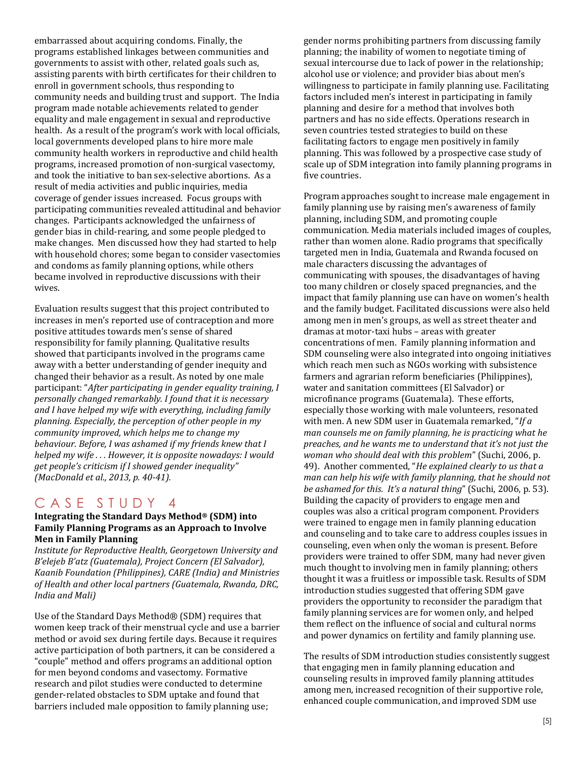embarrassed about acquiring condoms. Finally, the programs established linkages between communities and governments to assist with other, related goals such as, assisting parents with birth certificates for their children to enroll in government schools, thus responding to community needs and building trust and support. The India program made notable achievements related to gender equality and male engagement in sexual and reproductive health. As a result of the program's work with local officials, local governments developed plans to hire more male community health workers in reproductive and child health programs, increased promotion of non-surgical vasectomy, and took the initiative to ban sex-selective abortions. As a result of media activities and public inquiries, media coverage of gender issues increased. Focus groups with participating communities revealed attitudinal and behavior changes. Participants acknowledged the unfairness of gender bias in child-rearing, and some people pledged to make changes. Men discussed how they had started to help with household chores; some began to consider vasectomies and condoms as family planning options, while others became involved in reproductive discussions with their wives.

Evaluation results suggest that this project contributed to increases in men's reported use of contraception and more positive attitudes towards men's sense of shared responsibility for family planning. Qualitative results showed that participants involved in the programs came away with a better understanding of gender inequity and changed their behavior as a result. As noted by one male participant: "*After participating in gender equality training, I personally changed remarkably. I found that it is necessary and I have helped my wife with everything, including family planning. Especially, the perception of other people in my community improved, which helps me to change my behaviour. Before, I was ashamed if my friends knew that I helped my wife . . . However, it is opposite nowadays: I would get people's criticism if I showed gender inequality" (MacDonald et al., 2013, p. 40-41).*

## CASE STUDY 4

**Integrating the Standard Days Method® (SDM) into Family Planning Programs as an Approach to Involve Men in Family Planning**

*Institute for Reproductive Health, Georgetown University and B'elejeb B'atz (Guatemala), Project Concern (El Salvador), Kaanib Foundation (Philippines), CARE (India) and Ministries of Health and other local partners (Guatemala, Rwanda, DRC, India and Mali)*

Use of the Standard Days Method® (SDM) requires that women keep track of their menstrual cycle and use a barrier method or avoid sex during fertile days. Because it requires active participation of both partners, it can be considered a "couple" method and offers programs an additional option for men beyond condoms and vasectomy. Formative research and pilot studies were conducted to determine gender-related obstacles to SDM uptake and found that barriers included male opposition to family planning use; gender norms prohibiting partners from discussing family planning; the inability of women to negotiate timing of sexual intercourse due to lack of power in the relationship; alcohol use or violence; and provider bias about men's willingness to participate in family planning use. Facilitating factors included men's interest in participating in family planning and desire for a method that involves both partners and has no side effects. Operations research in seven countries tested strategies to build on these facilitating factors to engage men positively in family planning. This was followed by a prospective case study of scale up of SDM integration into family planning programs in five countries.

Program approaches sought to increase male engagement in family planning use by raising men's awareness of family planning, including SDM, and promoting couple communication. Media materials included images of couples, rather than women alone. Radio programs that specifically targeted men in India, Guatemala and Rwanda focused on male characters discussing the advantages of communicating with spouses, the disadvantages of having too many children or closely spaced pregnancies, and the impact that family planning use can have on women's health and the family budget. Facilitated discussions were also held among men in men's groups, as well as street theater and dramas at motor-taxi hubs – areas with greater concentrations of men. Family planning information and SDM counseling were also integrated into ongoing initiatives which reach men such as NGOs working with subsistence farmers and agrarian reform beneficiaries (Philippines), water and sanitation committees (El Salvador) or microfinance programs (Guatemala). These efforts, especially those working with male volunteers, resonated with men. A new SDM user in Guatemala remarked, "*If a man counsels me on family planning, he is practicing what he preaches, and he wants me to understand that it's not just the woman who should deal with this problem*" (Suchi, 2006, p. 49). Another commented, "*He explained clearly to us that a man can help his wife with family planning, that he should not be ashamed for this. It's a natural thing*" (Suchi, 2006, p. 53). Building the capacity of providers to engage men and couples was also a critical program component. Providers were trained to engage men in family planning education and counseling and to take care to address couples issues in counseling, even when only the woman is present. Before providers were trained to offer SDM, many had never given much thought to involving men in family planning; others thought it was a fruitless or impossible task. Results of SDM introduction studies suggested that offering SDM gave providers the opportunity to reconsider the paradigm that family planning services are for women only, and helped them reflect on the influence of social and cultural norms and power dynamics on fertility and family planning use.

The results of SDM introduction studies consistently suggest that engaging men in family planning education and counseling results in improved family planning attitudes among men, increased recognition of their supportive role, enhanced couple communication, and improved SDM use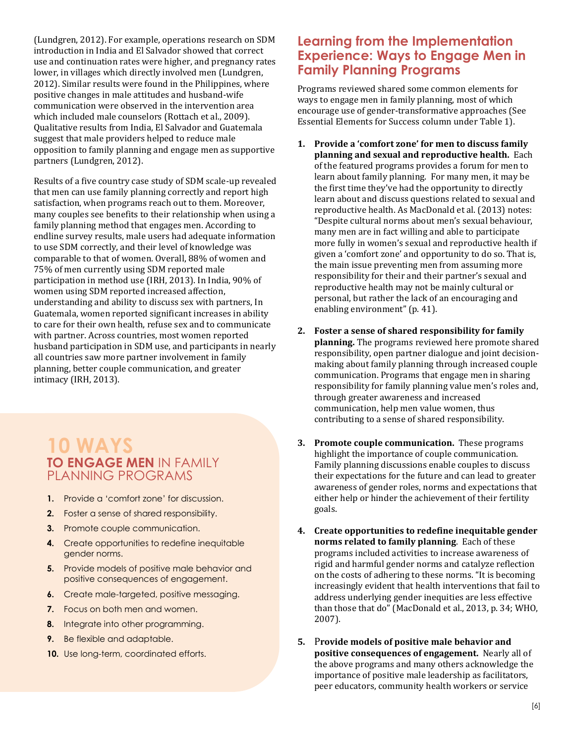(Lundgren, 2012). For example, operations research on SDM introduction in India and El Salvador showed that correct use and continuation rates were higher, and pregnancy rates lower, in villages which directly involved men (Lundgren, 2012). Similar results were found in the Philippines, where positive changes in male attitudes and husband-wife communication were observed in the intervention area which included male counselors (Rottach et al., 2009). Qualitative results from India, El Salvador and Guatemala suggest that male providers helped to reduce male opposition to family planning and engage men as supportive partners (Lundgren, 2012).

Results of a five country case study of SDM scale-up revealed that men can use family planning correctly and report high satisfaction, when programs reach out to them. Moreover, many couples see benefits to their relationship when using a family planning method that engages men. According to endline survey results, male users had adequate information to use SDM correctly, and their level of knowledge was comparable to that of women. Overall, 88% of women and 75% of men currently using SDM reported male participation in method use (IRH, 2013). In India, 90% of women using SDM reported increased affection, understanding and ability to discuss sex with partners, In Guatemala, women reported significant increases in ability to care for their own health, refuse sex and to communicate with partner. Across countries, most women reported husband participation in SDM use, and participants in nearly all countries saw more partner involvement in family planning, better couple communication, and greater intimacy (IRH, 2013).

## 10 WAYS TO ENGAGE MEN IN FAMILY PLANNING PROGRAMS

1. Provide a 'comfort zone' for discussion.
2. Foster a sense of shared responsibility.
3. Promote couple communication.
4. Create opportunities to redefine inequitable gender norms.
5. Provide models of positive male behavior and positive consequences of engagement.
6. Create male-targeted, positive messaging.
7. Focus on both men and women.
8. Integrate into other programming.
9. Be flexible and adaptable.
10. Use long-term, coordinated efforts.

## Learning from the Implementation Experience: Ways to Engage Men in Family Planning Programs

Programs reviewed shared some common elements for ways to engage men in family planning, most of which encourage use of gender-transformative approaches (See Essential Elements for Success column under Table 1).

1. **Provide a 'comfort zone' for men to discuss family planning and sexual and reproductive health.** Each of the featured programs provides a forum for men to learn about family planning. For many men, it may be the first time they've had the opportunity to directly learn about and discuss questions related to sexual and reproductive health. As MacDonald et al. (2013) notes: "Despite cultural norms about men's sexual behaviour, many men are in fact willing and able to participate more fully in women's sexual and reproductive health if given a 'comfort zone' and opportunity to do so. That is, the main issue preventing men from assuming more responsibility for their and their partner's sexual and reproductive health may not be mainly cultural or personal, but rather the lack of an encouraging and enabling environment" (p. 41).

2. **Foster a sense of shared responsibility for family planning.** The programs reviewed here promote shared responsibility, open partner dialogue and joint decision-making about family planning through increased couple communication. Programs that engage men in sharing responsibility for family planning value men's roles and, through greater awareness and increased communication, help men value women, thus contributing to a sense of shared responsibility.

3. **Promote couple communication.** These programs highlight the importance of couple communication. Family planning discussions enable couples to discuss their expectations for the future and can lead to greater awareness of gender roles, norms and expectations that either help or hinder the achievement of their fertility goals.

4. **Create opportunities to redefine inequitable gender norms related to family planning**. Each of these programs included activities to increase awareness of rigid and harmful gender norms and catalyze reflection on the costs of adhering to these norms. "It is becoming increasingly evident that health interventions that fail to address underlying gender inequities are less effective than those that do" (MacDonald et al., 2013, p. 34; WHO, 2007).

5. **Provide models of positive male behavior and positive consequences of engagement.** Nearly all of the above programs and many others acknowledge the importance of positive male leadership as facilitators, peer educators, community health workers or service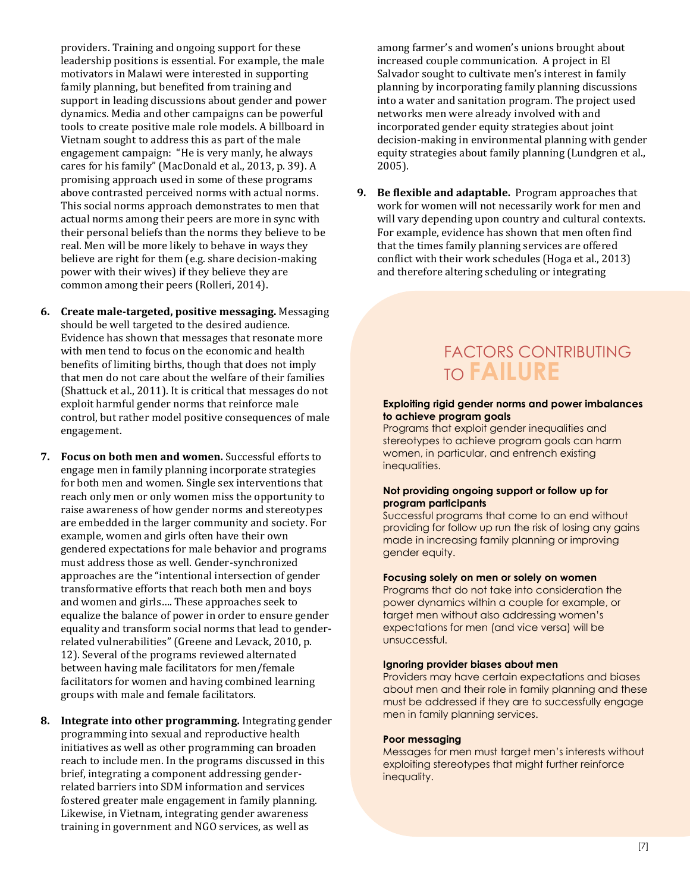providers. Training and ongoing support for these leadership positions is essential. For example, the male motivators in Malawi were interested in supporting family planning, but benefited from training and support in leading discussions about gender and power dynamics. Media and other campaigns can be powerful tools to create positive male role models. A billboard in Vietnam sought to address this as part of the male engagement campaign: "He is very manly, he always cares for his family" (MacDonald et al., 2013, p. 39). A promising approach used in some of these programs above contrasted perceived norms with actual norms. This social norms approach demonstrates to men that actual norms among their peers are more in sync with their personal beliefs than the norms they believe to be real. Men will be more likely to behave in ways they believe are right for them (e.g. share decision-making power with their wives) if they believe they are common among their peers (Rolleri, 2014).

6. **Create male-targeted, positive messaging.** Messaging should be well targeted to the desired audience. Evidence has shown that messages that resonate more with men tend to focus on the economic and health benefits of limiting births, though that does not imply that men do not care about the welfare of their families (Shattuck et al., 2011). It is critical that messages do not exploit harmful gender norms that reinforce male control, but rather model positive consequences of male engagement.

7. **Focus on both men and women.** Successful efforts to engage men in family planning incorporate strategies for both men and women. Single sex interventions that reach only men or only women miss the opportunity to raise awareness of how gender norms and stereotypes are embedded in the larger community and society. For example, women and girls often have their own gendered expectations for male behavior and programs must address those as well. Gender-synchronized approaches are the "intentional intersection of gender transformative efforts that reach both men and boys and women and girls…. These approaches seek to equalize the balance of power in order to ensure gender equality and transform social norms that lead to gender-related vulnerabilities" (Greene and Levack, 2010, p. 12). Several of the programs reviewed alternated between having male facilitators for men/female facilitators for women and having combined learning groups with male and female facilitators.

8. **Integrate into other programming.** Integrating gender programming into sexual and reproductive health initiatives as well as other programming can broaden reach to include men. In the programs discussed in this brief, integrating a component addressing gender-related barriers into SDM information and services fostered greater male engagement in family planning. Likewise, in Vietnam, integrating gender awareness training in government and NGO services, as well as among farmer's and women's unions brought about increased couple communication. A project in El Salvador sought to cultivate men's interest in family planning by incorporating family planning discussions into a water and sanitation program. The project used networks men were already involved with and incorporated gender equity strategies about joint decision-making in environmental planning with gender equity strategies about family planning (Lundgren et al., 2005).

9. **Be flexible and adaptable.** Program approaches that work for women will not necessarily work for men and will vary depending upon country and cultural contexts. For example, evidence has shown that men often find that the times family planning services are offered conflict with their work schedules (Hoga et al., 2013) and therefore altering scheduling or integrating

## FACTORS CONTRIBUTING TO FAILURE

**Exploiting rigid gender norms and power imbalances to achieve program goals**
Programs that exploit gender inequalities and stereotypes to achieve program goals can harm women, in particular, and entrench existing inequalities.

**Not providing ongoing support or follow up for program participants**
Successful programs that come to an end without providing for follow up run the risk of losing any gains made in increasing family planning or improving gender equity.

**Focusing solely on men or solely on women**
Programs that do not take into consideration the power dynamics within a couple for example, or target men without also addressing women's expectations for men (and vice versa) will be unsuccessful.

**Ignoring provider biases about men**
Providers may have certain expectations and biases about men and their role in family planning and these must be addressed if they are to successfully engage men in family planning services.

**Poor messaging**
Messages for men must target men's interests without exploiting stereotypes that might further reinforce inequality.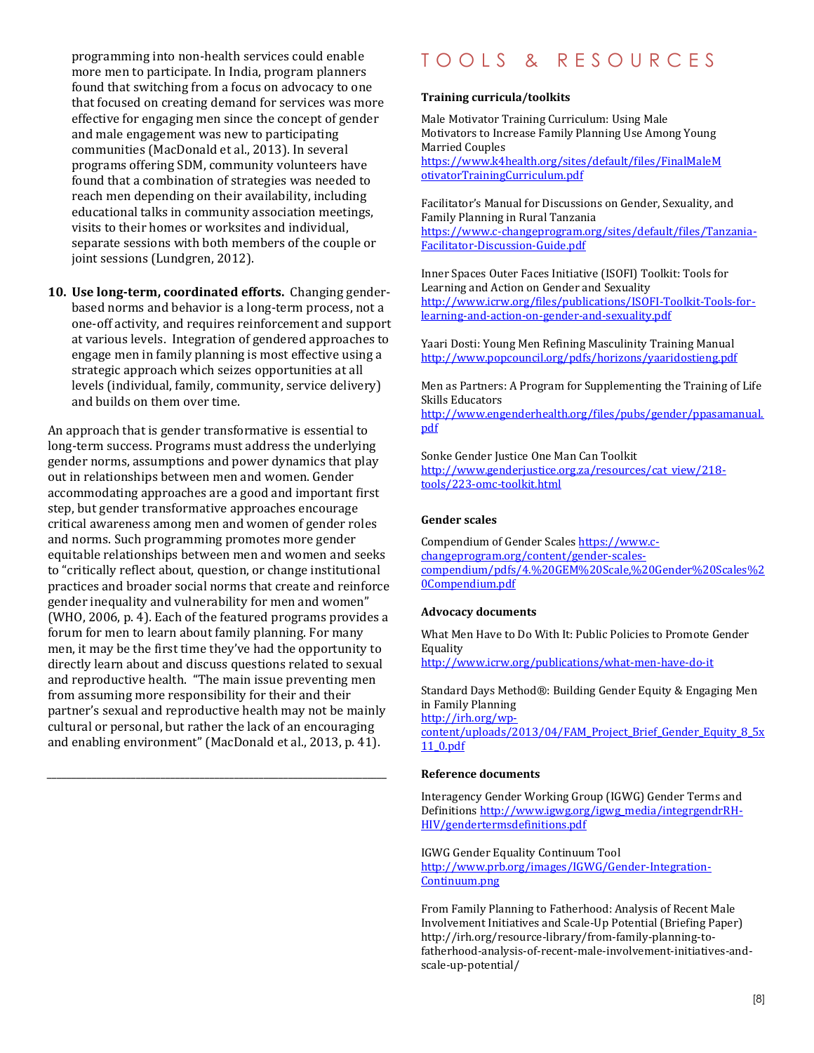programming into non-health services could enable more men to participate. In India, program planners found that switching from a focus on advocacy to one that focused on creating demand for services was more effective for engaging men since the concept of gender and male engagement was new to participating communities (MacDonald et al., 2013). In several programs offering SDM, community volunteers have found that a combination of strategies was needed to reach men depending on their availability, including educational talks in community association meetings, visits to their homes or worksites and individual, separate sessions with both members of the couple or joint sessions (Lundgren, 2012).

10. **Use long-term, coordinated efforts.** Changing gender-based norms and behavior is a long-term process, not a one-off activity, and requires reinforcement and support at various levels. Integration of gendered approaches to engage men in family planning is most effective using a strategic approach which seizes opportunities at all levels (individual, family, community, service delivery) and builds on them over time.

An approach that is gender transformative is essential to long-term success. Programs must address the underlying gender norms, assumptions and power dynamics that play out in relationships between men and women. Gender accommodating approaches are a good and important first step, but gender transformative approaches encourage critical awareness among men and women of gender roles and norms. Such programming promotes more gender equitable relationships between men and women and seeks to "critically reflect about, question, or change institutional practices and broader social norms that create and reinforce gender inequality and vulnerability for men and women" (WHO, 2006, p. 4). Each of the featured programs provides a forum for men to learn about family planning. For many men, it may be the first time they've had the opportunity to directly learn about and discuss questions related to sexual and reproductive health. "The main issue preventing men from assuming more responsibility for their and their partner's sexual and reproductive health may not be mainly cultural or personal, but rather the lack of an encouraging and enabling environment" (MacDonald et al., 2013, p. 41).

---

# TOOLS & RESOURCES

**Training curricula/toolkits**

Male Motivator Training Curriculum: Using Male Motivators to Increase Family Planning Use Among Young Married Couples
https://www.k4health.org/sites/default/files/FinalMaleMotivatorTrainingCurriculum.pdf

Facilitator's Manual for Discussions on Gender, Sexuality, and Family Planning in Rural Tanzania
https://www.c-changeprogram.org/sites/default/files/Tanzania-Facilitator-Discussion-Guide.pdf

Inner Spaces Outer Faces Initiative (ISOFI) Toolkit: Tools for Learning and Action on Gender and Sexuality
http://www.icrw.org/files/publications/ISOFI-Toolkit-Tools-for-learning-and-action-on-gender-and-sexuality.pdf

Yaari Dosti: Young Men Refining Masculinity Training Manual
http://www.popcouncil.org/pdfs/horizons/yaaridostieng.pdf

Men as Partners: A Program for Supplementing the Training of Life Skills Educators
http://www.engenderhealth.org/files/pubs/gender/ppasamanual.pdf

Sonke Gender Justice One Man Can Toolkit
http://www.genderjustice.org.za/resources/cat_view/218-tools/223-omc-toolkit.html

**Gender scales**

Compendium of Gender Scales https://www.c-changeprogram.org/content/gender-scales-compendium/pdfs/4.%20GEM%20Scale,%20Gender%20Scales%20Compendium.pdf

**Advocacy documents**

What Men Have to Do With It: Public Policies to Promote Gender Equality
http://www.icrw.org/publications/what-men-have-do-it

Standard Days Method®: Building Gender Equity & Engaging Men in Family Planning
http://irh.org/wp-content/uploads/2013/04/FAM_Project_Brief_Gender_Equity_8_5x11_0.pdf

**Reference documents**

Interagency Gender Working Group (IGWG) Gender Terms and Definitions http://www.igwg.org/igwg_media/integrgendrRH-HIV/gendertermsdefinitions.pdf

IGWG Gender Equality Continuum Tool
http://www.prb.org/images/IGWG/Gender-Integration-Continuum.png

From Family Planning to Fatherhood: Analysis of Recent Male Involvement Initiatives and Scale-Up Potential (Briefing Paper)
http://irh.org/resource-library/from-family-planning-to-fatherhood-analysis-of-recent-male-involvement-initiatives-and-scale-up-potential/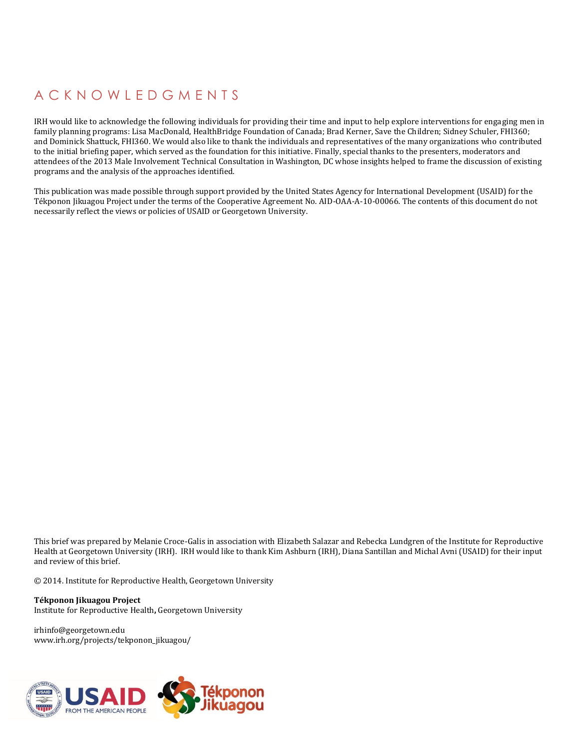# ACKNOWLEDGMENTS

IRH would like to acknowledge the following individuals for providing their time and input to help explore interventions for engaging men in family planning programs: Lisa MacDonald, HealthBridge Foundation of Canada; Brad Kerner, Save the Children; Sidney Schuler, FHI360; and Dominick Shattuck, FHI360. We would also like to thank the individuals and representatives of the many organizations who contributed to the initial briefing paper, which served as the foundation for this initiative. Finally, special thanks to the presenters, moderators and attendees of the 2013 Male Involvement Technical Consultation in Washington, DC whose insights helped to frame the discussion of existing programs and the analysis of the approaches identified.

This publication was made possible through support provided by the United States Agency for International Development (USAID) for the Tékponon Jikuagou Project under the terms of the Cooperative Agreement No. AID-OAA-A-10-00066. The contents of this document do not necessarily reflect the views or policies of USAID or Georgetown University.

This brief was prepared by Melanie Croce-Galis in association with Elizabeth Salazar and Rebecka Lundgren of the Institute for Reproductive Health at Georgetown University (IRH). IRH would like to thank Kim Ashburn (IRH), Diana Santillan and Michal Avni (USAID) for their input and review of this brief.

© 2014. Institute for Reproductive Health, Georgetown University

**Tékponon Jikuagou Project**
Institute for Reproductive Health**,** Georgetown University

irhinfo@georgetown.edu
www.irh.org/projects/tekponon_jikuagou/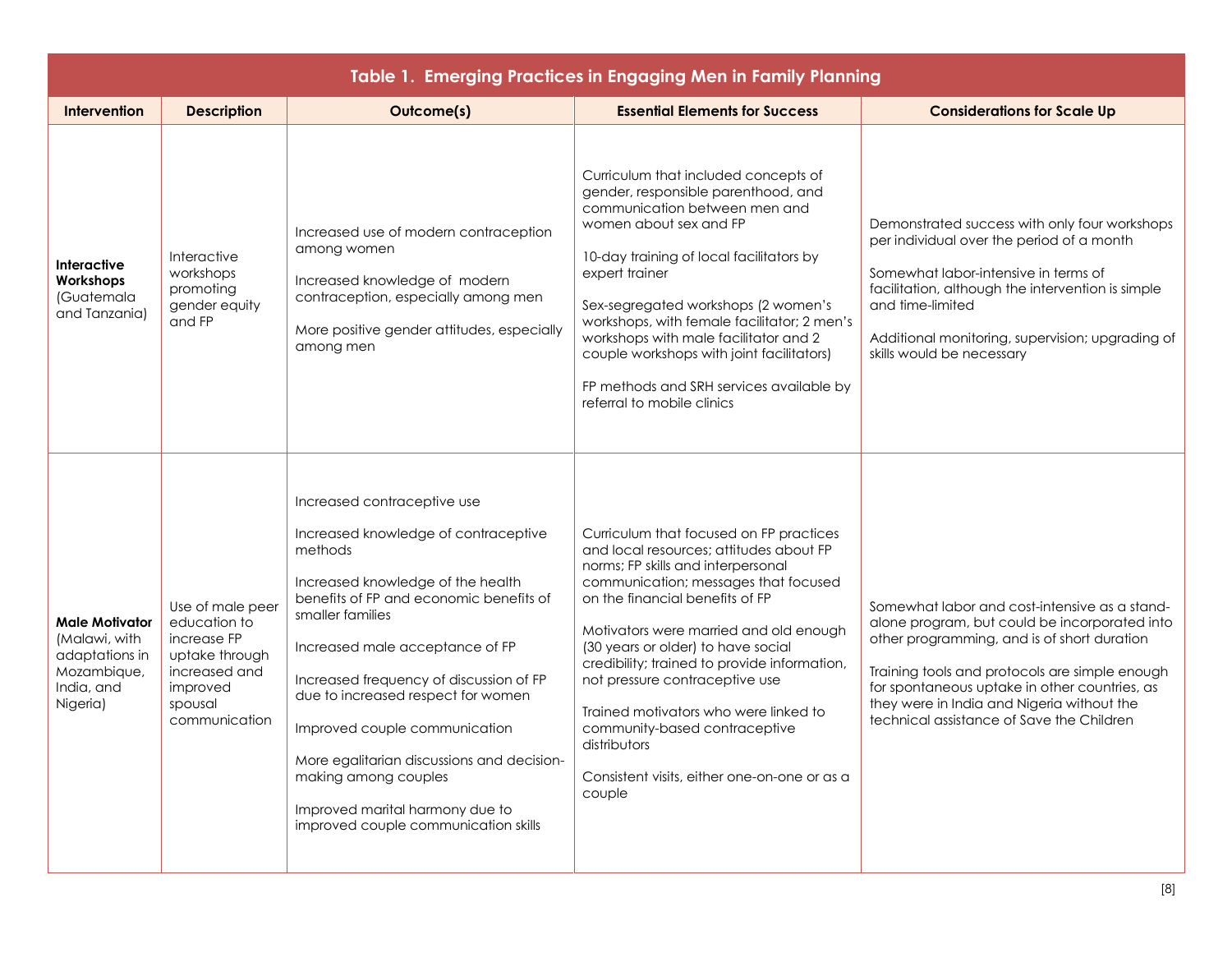**Table 1. Emerging Practices in Engaging Men in Family Planning**

| Intervention | Description | Outcome(s) | Essential Elements for Success | Considerations for Scale Up |
| --- | --- | --- | --- | --- |
| **Interactive Workshops** (Guatemala and Tanzania) | Interactive workshops promoting gender equity and FP | Increased use of modern contraception among women<br><br>Increased knowledge of modern contraception, especially among men<br><br>More positive gender attitudes, especially among men | Curriculum that included concepts of gender, responsible parenthood, and communication between men and women about sex and FP<br><br>10-day training of local facilitators by expert trainer<br><br>Sex-segregated workshops (2 women's workshops, with female facilitator; 2 men's workshops with male facilitator and 2 couple workshops with joint facilitators)<br><br>FP methods and SRH services available by referral to mobile clinics | Demonstrated success with only four workshops per individual over the period of a month<br><br>Somewhat labor-intensive in terms of facilitation, although the intervention is simple and time-limited<br><br>Additional monitoring, supervision; upgrading of skills would be necessary |
| **Male Motivator** (Malawi, with adaptations in Mozambique, India, and Nigeria) | Use of male peer education to increase FP uptake through increased and improved spousal communication | Increased contraceptive use<br><br>Increased knowledge of contraceptive methods<br><br>Increased knowledge of the health benefits of FP and economic benefits of smaller families<br><br>Increased male acceptance of FP<br><br>Increased frequency of discussion of FP due to increased respect for women<br><br>Improved couple communication<br><br>More egalitarian discussions and decision-making among couples<br><br>Improved marital harmony due to improved couple communication skills | Curriculum that focused on FP practices and local resources; attitudes about FP norms; FP skills and interpersonal communication; messages that focused on the financial benefits of FP<br><br>Motivators were married and old enough (30 years or older) to have social credibility; trained to provide information, not pressure contraceptive use<br><br>Trained motivators who were linked to community-based contraceptive distributors<br><br>Consistent visits, either one-on-one or as a couple | Somewhat labor and cost-intensive as a stand-alone program, but could be incorporated into other programming, and is of short duration<br><br>Training tools and protocols are simple enough for spontaneous uptake in other countries, as they were in India and Nigeria without the technical assistance of Save the Children |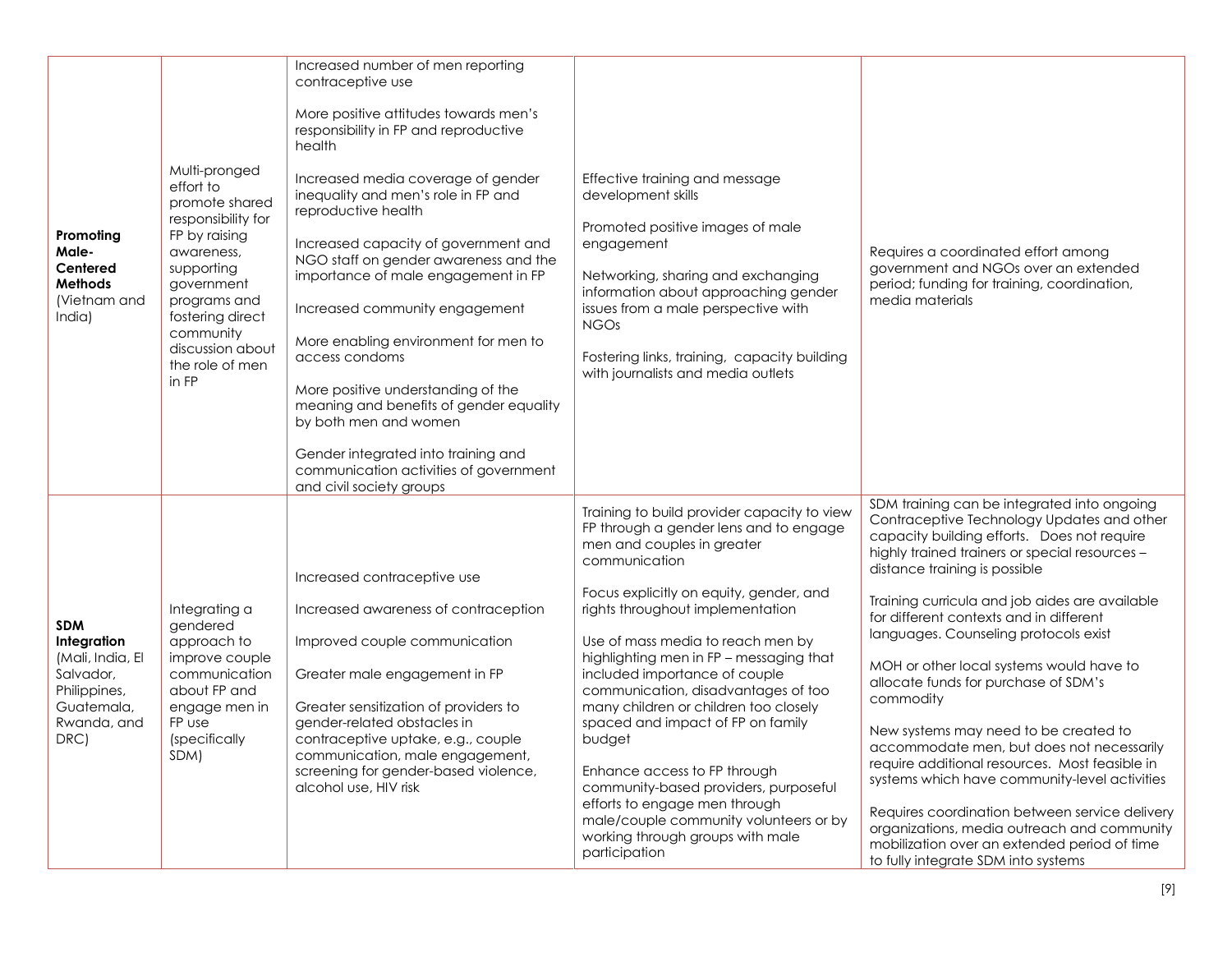| | | | | |
|---|---|---|---|---|
| **Promoting Male-Centered Methods** (Vietnam and India) | Multi-pronged effort to promote shared responsibility for FP by raising awareness, supporting government programs and fostering direct community discussion about the role of men in FP | Increased number of men reporting contraceptive use<br><br>More positive attitudes towards men's responsibility in FP and reproductive health<br><br>Increased media coverage of gender inequality and men's role in FP and reproductive health<br><br>Increased capacity of government and NGO staff on gender awareness and the importance of male engagement in FP<br><br>Increased community engagement<br><br>More enabling environment for men to access condoms<br><br>More positive understanding of the meaning and benefits of gender equality by both men and women<br><br>Gender integrated into training and communication activities of government and civil society groups | Effective training and message development skills<br><br>Promoted positive images of male engagement<br><br>Networking, sharing and exchanging information about approaching gender issues from a male perspective with NGOs<br><br>Fostering links, training, capacity building with journalists and media outlets | Requires a coordinated effort among government and NGOs over an extended period; funding for training, coordination, media materials |
| **SDM Integration** (Mali, India, El Salvador, Philippines, Guatemala, Rwanda, and DRC) | Integrating a gendered approach to improve couple communication about FP and engage men in FP use (specifically SDM) | Increased contraceptive use<br><br>Increased awareness of contraception<br><br>Improved couple communication<br><br>Greater male engagement in FP<br><br>Greater sensitization of providers to gender-related obstacles in contraceptive uptake, e.g., couple communication, male engagement, screening for gender-based violence, alcohol use, HIV risk | Training to build provider capacity to view FP through a gender lens and to engage men and couples in greater communication<br><br>Focus explicitly on equity, gender, and rights throughout implementation<br><br>Use of mass media to reach men by highlighting men in FP – messaging that included importance of couple communication, disadvantages of too many children or children too closely spaced and impact of FP on family budget<br><br>Enhance access to FP through community-based providers, purposeful efforts to engage men through male/couple community volunteers or by working through groups with male participation | SDM training can be integrated into ongoing Contraceptive Technology Updates and other capacity building efforts. Does not require highly trained trainers or special resources – distance training is possible<br><br>Training curricula and job aides are available for different contexts and in different languages. Counseling protocols exist<br><br>MOH or other local systems would have to allocate funds for purchase of SDM's commodity<br><br>New systems may need to be created to accommodate men, but does not necessarily require additional resources. Most feasible in systems which have community-level activities<br><br>Requires coordination between service delivery organizations, media outreach and community mobilization over an extended period of time to fully integrate SDM into systems |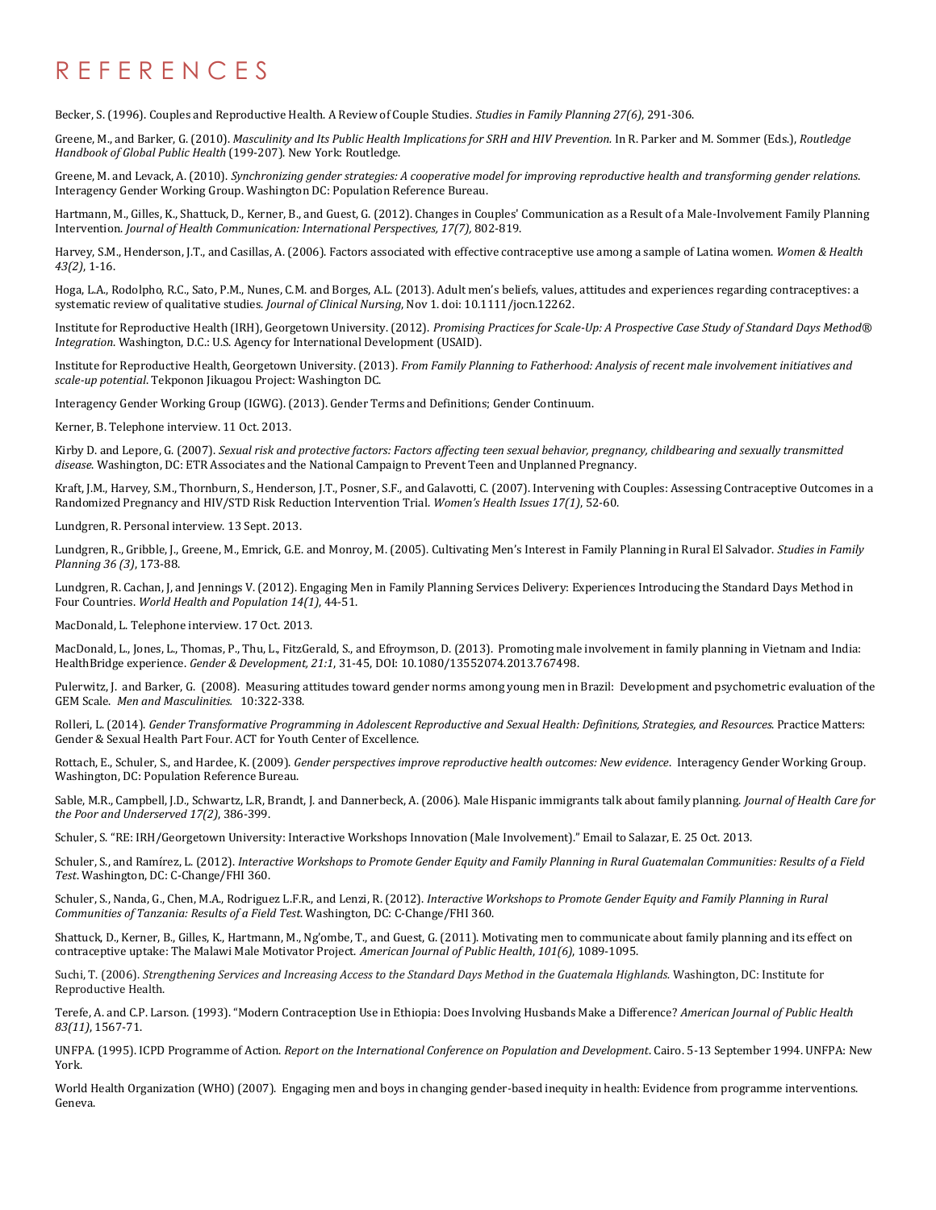# REFERENCES

Becker, S. (1996). Couples and Reproductive Health. A Review of Couple Studies. *Studies in Family Planning 27(6)*, 291-306.

Greene, M., and Barker, G. (2010). *Masculinity and Its Public Health Implications for SRH and HIV Prevention.* In R. Parker and M. Sommer (Eds.), *Routledge Handbook of Global Public Health* (199-207). New York: Routledge.

Greene, M. and Levack, A. (2010). *Synchronizing gender strategies: A cooperative model for improving reproductive health and transforming gender relations*. Interagency Gender Working Group. Washington DC: Population Reference Bureau.

Hartmann, M., Gilles, K., Shattuck, D., Kerner, B., and Guest, G. (2012). Changes in Couples' Communication as a Result of a Male-Involvement Family Planning Intervention. *Journal of Health Communication: International Perspectives, 17(7),* 802-819.

Harvey, S.M., Henderson, J.T., and Casillas, A. (2006). Factors associated with effective contraceptive use among a sample of Latina women. *Women & Health 43(2)*, 1-16.

Hoga, L.A., Rodolpho, R.C., Sato, P.M., Nunes, C.M. and Borges, A.L. (2013). Adult men's beliefs, values, attitudes and experiences regarding contraceptives: a systematic review of qualitative studies. *Journal of Clinical Nursing*, Nov 1. doi: 10.1111/jocn.12262.

Institute for Reproductive Health (IRH), Georgetown University. (2012). *Promising Practices for Scale-Up: A Prospective Case Study of Standard Days Method® Integration*. Washington, D.C.: U.S. Agency for International Development (USAID).

Institute for Reproductive Health, Georgetown University. (2013). *From Family Planning to Fatherhood: Analysis of recent male involvement initiatives and scale-up potential*. Tekponon Jikuagou Project: Washington DC.

Interagency Gender Working Group (IGWG). (2013). Gender Terms and Definitions; Gender Continuum.

Kerner, B. Telephone interview. 11 Oct. 2013.

Kirby D. and Lepore, G. (2007). *Sexual risk and protective factors: Factors affecting teen sexual behavior, pregnancy, childbearing and sexually transmitted disease*. Washington, DC: ETR Associates and the National Campaign to Prevent Teen and Unplanned Pregnancy.

Kraft, J.M., Harvey, S.M., Thornburn, S., Henderson, J.T., Posner, S.F., and Galavotti, C. (2007). Intervening with Couples: Assessing Contraceptive Outcomes in a Randomized Pregnancy and HIV/STD Risk Reduction Intervention Trial. *Women's Health Issues 17(1)*, 52-60.

Lundgren, R. Personal interview. 13 Sept. 2013.

Lundgren, R., Gribble, J., Greene, M., Emrick, G.E. and Monroy, M. (2005). Cultivating Men's Interest in Family Planning in Rural El Salvador. *Studies in Family Planning 36 (3)*, 173-88.

Lundgren, R. Cachan, J, and Jennings V. (2012). Engaging Men in Family Planning Services Delivery: Experiences Introducing the Standard Days Method in Four Countries. *World Health and Population 14(1)*, 44-51.

MacDonald, L. Telephone interview. 17 Oct. 2013.

MacDonald, L., Jones, L., Thomas, P., Thu, L., FitzGerald, S., and Efroymson, D. (2013). Promoting male involvement in family planning in Vietnam and India: HealthBridge experience. *Gender & Development, 21:1*, 31-45, DOI: 10.1080/13552074.2013.767498.

Pulerwitz, J. and Barker, G. (2008). Measuring attitudes toward gender norms among young men in Brazil: Development and psychometric evaluation of the GEM Scale. *Men and Masculinities.* 10:322-338.

Rolleri, L. (2014). *Gender Transformative Programming in Adolescent Reproductive and Sexual Health: Definitions, Strategies, and Resources*. Practice Matters: Gender & Sexual Health Part Four. ACT for Youth Center of Excellence.

Rottach, E., Schuler, S., and Hardee, K. (2009). *Gender perspectives improve reproductive health outcomes: New evidence*. Interagency Gender Working Group. Washington, DC: Population Reference Bureau.

Sable, M.R., Campbell, J.D., Schwartz, L.R, Brandt, J. and Dannerbeck, A. (2006). Male Hispanic immigrants talk about family planning. *Journal of Health Care for the Poor and Underserved 17(2)*, 386-399.

Schuler, S. "RE: IRH/Georgetown University: Interactive Workshops Innovation (Male Involvement)." Email to Salazar, E. 25 Oct. 2013.

Schuler, S., and Ramírez, L. (2012). *Interactive Workshops to Promote Gender Equity and Family Planning in Rural Guatemalan Communities: Results of a Field Test*. Washington, DC: C-Change/FHI 360.

Schuler, S., Nanda, G., Chen, M.A., Rodriguez L.F.R., and Lenzi, R. (2012). *Interactive Workshops to Promote Gender Equity and Family Planning in Rural Communities of Tanzania: Results of a Field Test.* Washington, DC: C-Change/FHI 360.

Shattuck, D., Kerner, B., Gilles, K., Hartmann, M., Ng'ombe, T., and Guest, G. (2011). Motivating men to communicate about family planning and its effect on contraceptive uptake: The Malawi Male Motivator Project. *American Journal of Public Health*, *101(6)*, 1089-1095.

Suchi, T. (2006). *Strengthening Services and Increasing Access to the Standard Days Method in the Guatemala Highlands.* Washington, DC: Institute for Reproductive Health.

Terefe, A. and C.P. Larson. (1993). "Modern Contraception Use in Ethiopia: Does Involving Husbands Make a Difference? *American Journal of Public Health 83(11)*, 1567-71.

UNFPA. (1995). ICPD Programme of Action. *Report on the International Conference on Population and Development*. Cairo. 5-13 September 1994. UNFPA: New York.

World Health Organization (WHO) (2007). Engaging men and boys in changing gender-based inequity in health: Evidence from programme interventions. Geneva.